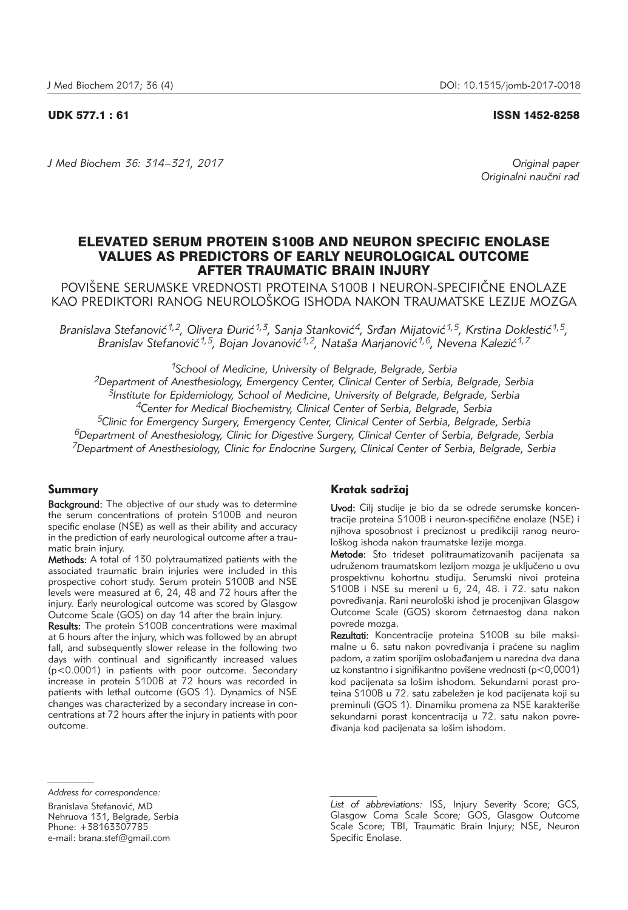UDK 577.1 : 61

ISSN 1452-8258

Original paper
Originalni naučni rad

# ELEVATED SERUM PROTEIN S100B AND NEURON SPECIFIC ENOLASE VALUES AS PREDICTORS OF EARLY NEUROLOGICAL OUTCOME AFTER TRAUMATIC BRAIN INJURY

## POVIŠENE SERUMSKE VREDNOSTI PROTEINA S100B I NEURON-SPECIFIČNE ENOLAZE KAO PREDIKTORI RANOG NEUROLOŠKOG ISHODA NAKON TRAUMATSKE LEZIJE MOZGA

*Branislava Stefanović[1,2], Olivera Đurić[1,3], Sanja Stanković[4], Srđan Mijatović[1,5], Krstina Doklestić[1,5], Branislav Stefanović[1,5], Bojan Jovanović[1,2], Nataša Marjanović[1,6], Nevena Kalezić[1,7]*

[1]*School of Medicine, University of Belgrade, Belgrade, Serbia*
[2]*Department of Anesthesiology, Emergency Center, Clinical Center of Serbia, Belgrade, Serbia*
[3]*Institute for Epidemiology, School of Medicine, University of Belgrade, Belgrade, Serbia*
[4]*Center for Medical Biochemistry, Clinical Center of Serbia, Belgrade, Serbia*
[5]*Clinic for Emergency Surgery, Emergency Center, Clinical Center of Serbia, Belgrade, Serbia*
[6]*Department of Anesthesiology, Clinic for Digestive Surgery, Clinical Center of Serbia, Belgrade, Serbia*
[7]*Department of Anesthesiology, Clinic for Endocrine Surgery, Clinical Center of Serbia, Belgrade, Serbia*

### Summary

**Background:** The objective of our study was to determine the serum concentrations of protein S100B and neuron specific enolase (NSE) as well as their ability and accuracy in the prediction of early neurological outcome after a traumatic brain injury.

**Methods:** A total of 130 polytraumatized patients with the associated traumatic brain injuries were included in this prospective cohort study. Serum protein S100B and NSE levels were measured at 6, 24, 48 and 72 hours after the injury. Early neurological outcome was scored by Glasgow Outcome Scale (GOS) on day 14 after the brain injury.

**Results:** The protein S100B concentrations were maximal at 6 hours after the injury, which was followed by an abrupt fall, and subsequently slower release in the following two days with continual and significantly increased values ($p<0.0001$) in patients with poor outcome. Secondary increase in protein S100B at 72 hours was recorded in patients with lethal outcome (GOS 1). Dynamics of NSE changes was characterized by a secondary increase in concentrations at 72 hours after the injury in patients with poor outcome.

### Kratak sadržaj

**Uvod:** Cilj studije je bio da se odrede serumske koncentracije proteina S100B i neuron-specifične enolaze (NSE) i njihova sposobnost i preciznost u predikciji ranog neurološkog ishoda nakon traumatske lezije mozga.

**Metode:** Sto trideset politraumatizovanih pacijenata sa udruženom traumatskom lezijom mozga je uključeno u ovu prospektivnu kohortnu studiju. Serumski nivoi proteina S100B i NSE su mereni u 6, 24, 48. i 72. satu nakon povređivanja. Rani neurološki ishod je procenjivan Glasgow Outcome Scale (GOS) skorom četrnaestog dana nakon povrede mozga.

**Rezultati:** Koncentracije proteina S100B su bile maksimalne u 6. satu nakon povređivanja i praćene su naglim padom, a zatim sporijim oslobađanjem u naredna dva dana uz konstantno i signifikantno povišene vrednosti ($p<0,0001$) kod pacijenata sa lošim ishodom. Sekundarni porast proteina S100B u 72. satu zabeležen je kod pacijenata koji su preminuli (GOS 1). Dinamiku promena za NSE karakteriše sekundarni porast koncentracija u 72. satu nakon povređivanja kod pacijenata sa lošim ishodom.

*Address for correspondence:*

Branislava Stefanović, MD
Nehruova 131, Belgrade, Serbia
Phone: +38163307785
e-mail: brana.stef@gmail.com

*List of abbreviations:* ISS, Injury Severity Score; GCS, Glasgow Coma Scale Score; GOS, Glasgow Outcome Scale Score; TBI, Traumatic Brain Injury; NSE, Neuron Specific Enolase.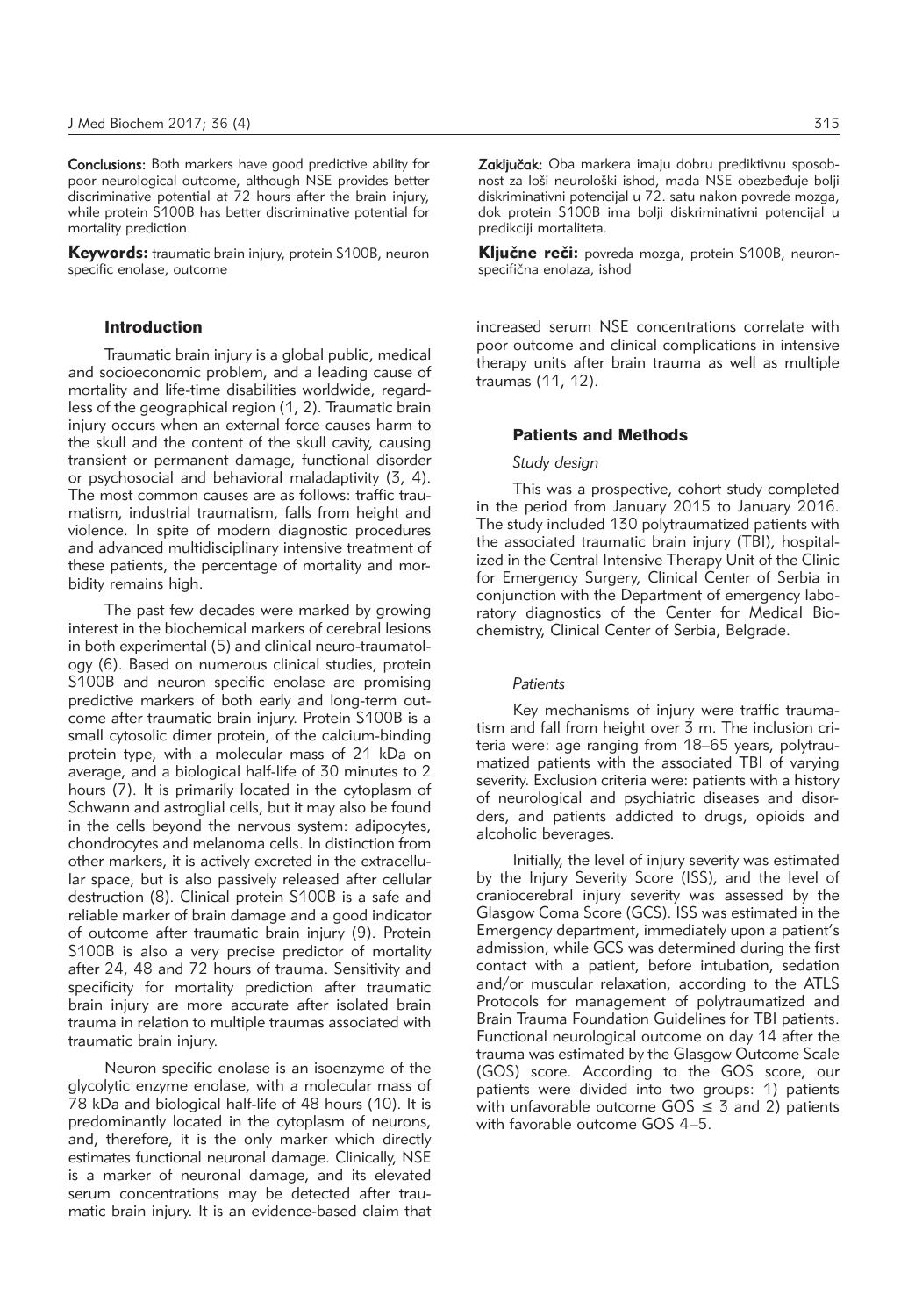**Conclusions:** Both markers have good predictive ability for poor neurological outcome, although NSE provides better discriminative potential at 72 hours after the brain injury, while protein S100B has better discriminative potential for mortality prediction.

**Keywords:** traumatic brain injury, protein S100B, neuron specific enolase, outcome

**Zaključak:** Oba markera imaju dobru prediktivnu sposobnost za loši neurološki ishod, mada NSE obezbeđuje bolji diskriminativni potencijal u 72. satu nakon povrede mozga, dok protein S100B ima bolji diskriminativni potencijal u predikciji mortaliteta.

**Ključne reči:** povreda mozga, protein S100B, neuron-specifična enolaza, ishod

## Introduction

Traumatic brain injury is a global public, medical and socioeconomic problem, and a leading cause of mortality and life-time disabilities worldwide, regardless of the geographical region (1, 2). Traumatic brain injury occurs when an external force causes harm to the skull and the content of the skull cavity, causing transient or permanent damage, functional disorder or psychosocial and behavioral maladaptivity (3, 4). The most common causes are as follows: traffic traumatism, industrial traumatism, falls from height and violence. In spite of modern diagnostic procedures and advanced multidisciplinary intensive treatment of these patients, the percentage of mortality and morbidity remains high.

The past few decades were marked by growing interest in the biochemical markers of cerebral lesions in both experimental (5) and clinical neuro-traumatology (6). Based on numerous clinical studies, protein S100B and neuron specific enolase are promising predictive markers of both early and long-term outcome after traumatic brain injury. Protein S100B is a small cytosolic dimer protein, of the calcium-binding protein type, with a molecular mass of 21 kDa on average, and a biological half-life of 30 minutes to 2 hours (7). It is primarily located in the cytoplasm of Schwann and astroglial cells, but it may also be found in the cells beyond the nervous system: adipocytes, chondrocytes and melanoma cells. In distinction from other markers, it is actively excreted in the extracellular space, but is also passively released after cellular destruction (8). Clinical protein S100B is a safe and reliable marker of brain damage and a good indicator of outcome after traumatic brain injury (9). Protein S100B is also a very precise predictor of mortality after 24, 48 and 72 hours of trauma. Sensitivity and specificity for mortality prediction after traumatic brain injury are more accurate after isolated brain trauma in relation to multiple traumas associated with traumatic brain injury.

Neuron specific enolase is an isoenzyme of the glycolytic enzyme enolase, with a molecular mass of 78 kDa and biological half-life of 48 hours (10). It is predominantly located in the cytoplasm of neurons, and, therefore, it is the only marker which directly estimates functional neuronal damage. Clinically, NSE is a marker of neuronal damage, and its elevated serum concentrations may be detected after traumatic brain injury. It is an evidence-based claim that increased serum NSE concentrations correlate with poor outcome and clinical complications in intensive therapy units after brain trauma as well as multiple traumas (11, 12).

## Patients and Methods

### *Study design*

This was a prospective, cohort study completed in the period from January 2015 to January 2016. The study included 130 polytraumatized patients with the associated traumatic brain injury (TBI), hospitalized in the Central Intensive Therapy Unit of the Clinic for Emergency Surgery, Clinical Center of Serbia in conjunction with the Department of emergency laboratory diagnostics of the Center for Medical Biochemistry, Clinical Center of Serbia, Belgrade.

### *Patients*

Key mechanisms of injury were traffic traumatism and fall from height over 3 m. The inclusion criteria were: age ranging from 18–65 years, polytraumatized patients with the associated TBI of varying severity. Exclusion criteria were: patients with a history of neurological and psychiatric diseases and disorders, and patients addicted to drugs, opioids and alcoholic beverages.

Initially, the level of injury severity was estimated by the Injury Severity Score (ISS), and the level of craniocerebral injury severity was assessed by the Glasgow Coma Score (GCS). ISS was estimated in the Emergency department, immediately upon a patient's admission, while GCS was determined during the first contact with a patient, before intubation, sedation and/or muscular relaxation, according to the ATLS Protocols for management of polytraumatized and Brain Trauma Foundation Guidelines for TBI patients. Functional neurological outcome on day 14 after the trauma was estimated by the Glasgow Outcome Scale (GOS) score. According to the GOS score, our patients were divided into two groups: 1) patients with unfavorable outcome GOS $\leq$ 3 and 2) patients with favorable outcome GOS 4–5.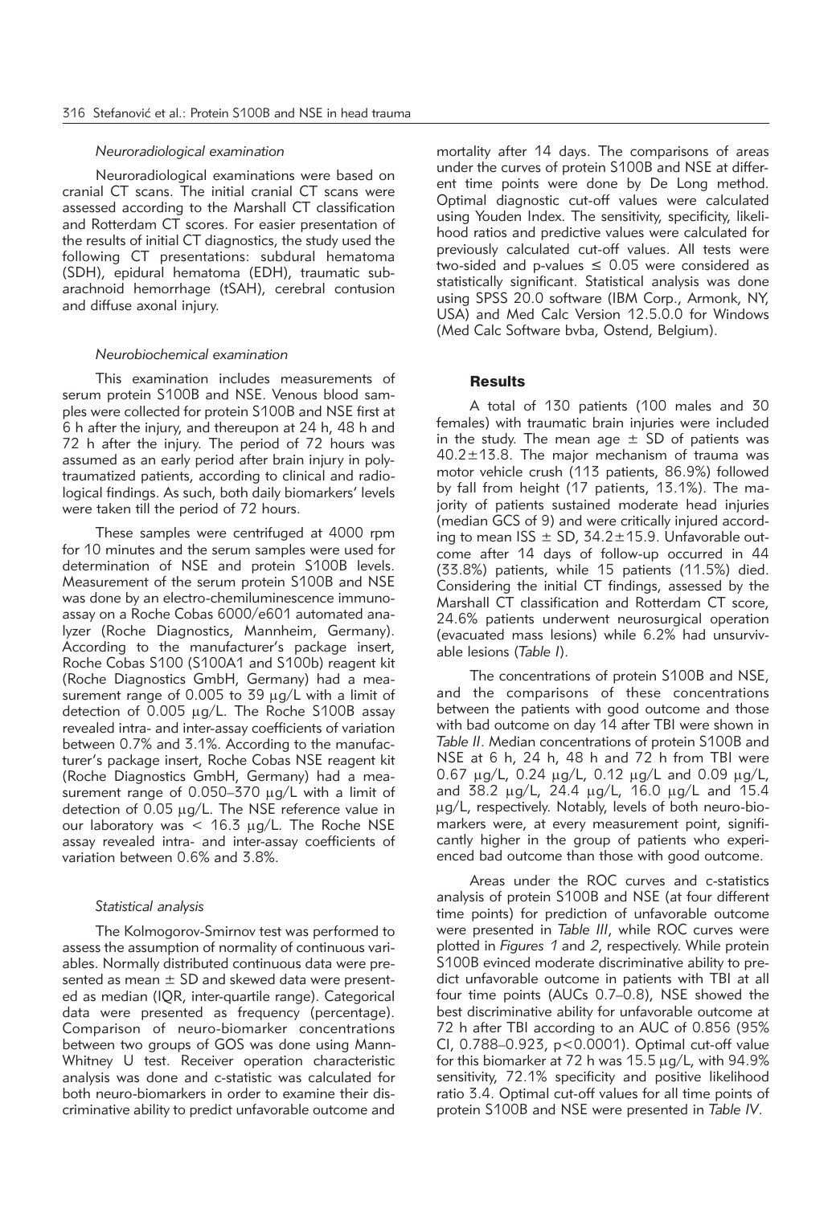*Neuroradiological examination*

Neuroradiological examinations were based on cranial CT scans. The initial cranial CT scans were assessed according to the Marshall CT classification and Rotterdam CT scores. For easier presentation of the results of initial CT diagnostics, the study used the following CT presentations: subdural hematoma (SDH), epidural hematoma (EDH), traumatic subarachnoid hemorrhage (tSAH), cerebral contusion and diffuse axonal injury.

*Neurobiochemical examination*

This examination includes measurements of serum protein S100B and NSE. Venous blood samples were collected for protein S100B and NSE first at 6 h after the injury, and thereupon at 24 h, 48 h and 72 h after the injury. The period of 72 hours was assumed as an early period after brain injury in polytraumatized patients, according to clinical and radiological findings. As such, both daily biomarkers' levels were taken till the period of 72 hours.

These samples were centrifuged at 4000 rpm for 10 minutes and the serum samples were used for determination of NSE and protein S100B levels. Measurement of the serum protein S100B and NSE was done by an electro-chemiluminescence immunoassay on a Roche Cobas 6000/e601 automated analyzer (Roche Diagnostics, Mannheim, Germany). According to the manufacturer's package insert, Roche Cobas S100 (S100A1 and S100b) reagent kit (Roche Diagnostics GmbH, Germany) had a measurement range of 0.005 to 39 μg/L with a limit of detection of 0.005 μg/L. The Roche S100B assay revealed intra- and inter-assay coefficients of variation between 0.7% and 3.1%. According to the manufacturer's package insert, Roche Cobas NSE reagent kit (Roche Diagnostics GmbH, Germany) had a measurement range of 0.050–370 μg/L with a limit of detection of 0.05 μg/L. The NSE reference value in our laboratory was < 16.3 μg/L. The Roche NSE assay revealed intra- and inter-assay coefficients of variation between 0.6% and 3.8%.

*Statistical analysis*

The Kolmogorov-Smirnov test was performed to assess the assumption of normality of continuous variables. Normally distributed continuous data were presented as mean ± SD and skewed data were presented as median (IQR, inter-quartile range). Categorical data were presented as frequency (percentage). Comparison of neuro-biomarker concentrations between two groups of GOS was done using Mann-Whitney U test. Receiver operation characteristic analysis was done and c-statistic was calculated for both neuro-biomarkers in order to examine their discriminative ability to predict unfavorable outcome and mortality after 14 days. The comparisons of areas under the curves of protein S100B and NSE at different time points were done by De Long method. Optimal diagnostic cut-off values were calculated using Youden Index. The sensitivity, specificity, likelihood ratios and predictive values were calculated for previously calculated cut-off values. All tests were two-sided and p-values ≤ 0.05 were considered as statistically significant. Statistical analysis was done using SPSS 20.0 software (IBM Corp., Armonk, NY, USA) and Med Calc Version 12.5.0.0 for Windows (Med Calc Software bvba, Ostend, Belgium).

## Results

A total of 130 patients (100 males and 30 females) with traumatic brain injuries were included in the study. The mean age ± SD of patients was 40.2±13.8. The major mechanism of trauma was motor vehicle crush (113 patients, 86.9%) followed by fall from height (17 patients, 13.1%). The majority of patients sustained moderate head injuries (median GCS of 9) and were critically injured according to mean ISS ± SD, 34.2±15.9. Unfavorable outcome after 14 days of follow-up occurred in 44 (33.8%) patients, while 15 patients (11.5%) died. Considering the initial CT findings, assessed by the Marshall CT classification and Rotterdam CT score, 24.6% patients underwent neurosurgical operation (evacuated mass lesions) while 6.2% had unsurvivable lesions (*Table I*).

The concentrations of protein S100B and NSE, and the comparisons of these concentrations between the patients with good outcome and those with bad outcome on day 14 after TBI were shown in *Table II*. Median concentrations of protein S100B and NSE at 6 h, 24 h, 48 h and 72 h from TBI were 0.67 μg/L, 0.24 μg/L, 0.12 μg/L and 0.09 μg/L, and 38.2 μg/L, 24.4 μg/L, 16.0 μg/L and 15.4 μg/L, respectively. Notably, levels of both neuro-biomarkers were, at every measurement point, significantly higher in the group of patients who experienced bad outcome than those with good outcome.

Areas under the ROC curves and c-statistics analysis of protein S100B and NSE (at four different time points) for prediction of unfavorable outcome were presented in *Table III*, while ROC curves were plotted in *Figures 1* and *2*, respectively. While protein S100B evinced moderate discriminative ability to predict unfavorable outcome in patients with TBI at all four time points (AUCs 0.7–0.8), NSE showed the best discriminative ability for unfavorable outcome at 72 h after TBI according to an AUC of 0.856 (95% CI, 0.788–0.923, $p<0.0001$). Optimal cut-off value for this biomarker at 72 h was 15.5 μg/L, with 94.9% sensitivity, 72.1% specificity and positive likelihood ratio 3.4. Optimal cut-off values for all time points of protein S100B and NSE were presented in *Table IV*.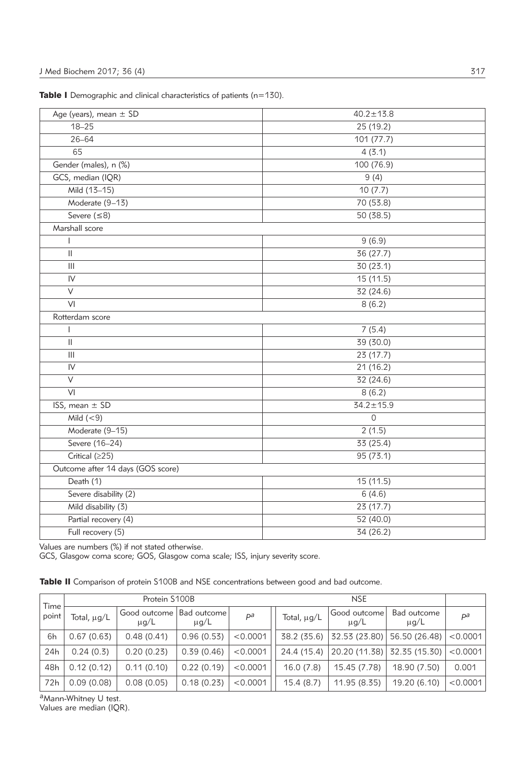**Table I** Demographic and clinical characteristics of patients (n=130).

| | |
|---|---|
| Age (years), mean ± SD | 40.2±13.8 |
| 18–25 | 25 (19.2) |
| 26–64 | 101 (77.7) |
| 65 | 4 (3.1) |
| Gender (males), n (%) | 100 (76.9) |
| GCS, median (IQR) | 9 (4) |
| Mild (13–15) | 10 (7.7) |
| Moderate (9–13) | 70 (53.8) |
| Severe (≤8) | 50 (38.5) |
| Marshall score | |
| I | 9 (6.9) |
| II | 36 (27.7) |
| III | 30 (23.1) |
| IV | 15 (11.5) |
| V | 32 (24.6) |
| VI | 8 (6.2) |
| Rotterdam score | |
| I | 7 (5.4) |
| II | 39 (30.0) |
| III | 23 (17.7) |
| IV | 21 (16.2) |
| V | 32 (24.6) |
| VI | 8 (6.2) |
| ISS, mean ± SD | 34.2±15.9 |
| Mild (<9) | 0 |
| Moderate (9–15) | 2 (1.5) |
| Severe (16–24) | 33 (25.4) |
| Critical (≥25) | 95 (73.1) |
| Outcome after 14 days (GOS score) | |
| Death (1) | 15 (11.5) |
| Severe disability (2) | 6 (4.6) |
| Mild disability (3) | 23 (17.7) |
| Partial recovery (4) | 52 (40.0) |
| Full recovery (5) | 34 (26.2) |

Values are numbers (%) if not stated otherwise.
GCS, Glasgow coma score; GOS, Glasgow coma scale; ISS, injury severity score.

**Table II** Comparison of protein S100B and NSE concentrations between good and bad outcome.

| Time point | Protein S100B | | | | NSE | | | |
|---|---|---|---|---|---|---|---|---|
| | Total, μg/L | Good outcome μg/L | Bad outcome μg/L | $P^a$ | Total, μg/L | Good outcome μg/L | Bad outcome μg/L | $P^a$ |
| 6h | 0.67 (0.63) | 0.48 (0.41) | 0.96 (0.53) | <0.0001 | 38.2 (35.6) | 32.53 (23.80) | 56.50 (26.48) | <0.0001 |
| 24h | 0.24 (0.3) | 0.20 (0.23) | 0.39 (0.46) | <0.0001 | 24.4 (15.4) | 20.20 (11.38) | 32.35 (15.30) | <0.0001 |
| 48h | 0.12 (0.12) | 0.11 (0.10) | 0.22 (0.19) | <0.0001 | 16.0 (7.8) | 15.45 (7.78) | 18.90 (7.50) | 0.001 |
| 72h | 0.09 (0.08) | 0.08 (0.05) | 0.18 (0.23) | <0.0001 | 15.4 (8.7) | 11.95 (8.35) | 19.20 (6.10) | <0.0001 |

[a]Mann-Whitney U test.
Values are median (IQR).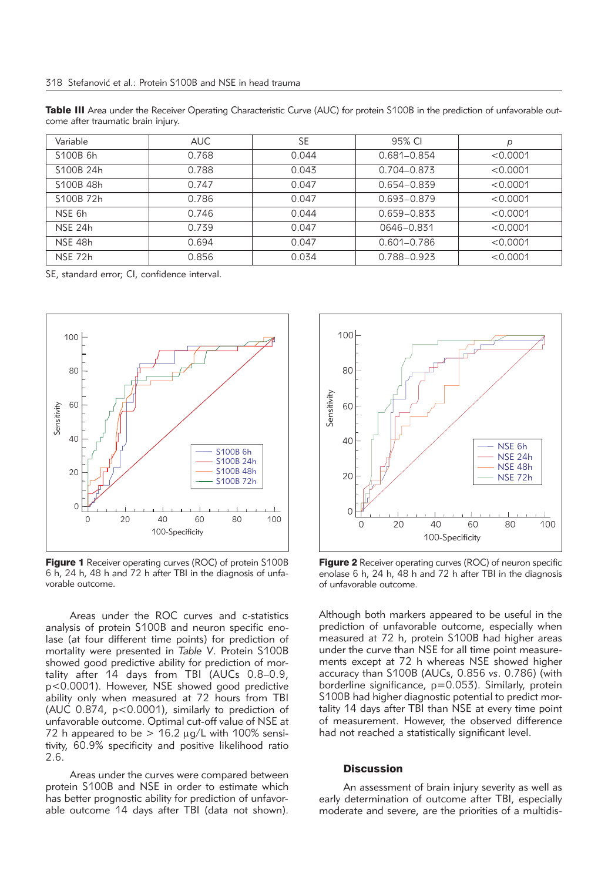**Table III** Area under the Receiver Operating Characteristic Curve (AUC) for protein S100B in the prediction of unfavorable outcome after traumatic brain injury.

| Variable | AUC | SE | 95% CI | *p* |
|---|---|---|---|---|
| S100B 6h | 0.768 | 0.044 | 0.681–0.854 | <0.0001 |
| S100B 24h | 0.788 | 0.043 | 0.704–0.873 | <0.0001 |
| S100B 48h | 0.747 | 0.047 | 0.654–0.839 | <0.0001 |
| S100B 72h | 0.786 | 0.047 | 0.693–0.879 | <0.0001 |
| NSE 6h | 0.746 | 0.044 | 0.659–0.833 | <0.0001 |
| NSE 24h | 0.739 | 0.047 | 0646–0.831 | <0.0001 |
| NSE 48h | 0.694 | 0.047 | 0.601–0.786 | <0.0001 |
| NSE 72h | 0.856 | 0.034 | 0.788–0.923 | <0.0001 |

SE, standard error; CI, confidence interval.

**Figure 1** Receiver operating curves (ROC) of protein S100B 6 h, 24 h, 48 h and 72 h after TBI in the diagnosis of unfavorable outcome.

**Figure 2** Receiver operating curves (ROC) of neuron specific enolase 6 h, 24 h, 48 h and 72 h after TBI in the diagnosis of unfavorable outcome.

Areas under the ROC curves and c-statistics analysis of protein S100B and neuron specific enolase (at four different time points) for prediction of mortality were presented in *Table V*. Protein S100B showed good predictive ability for prediction of mortality after 14 days from TBI (AUCs 0.8–0.9, $p<0.0001$). However, NSE showed good predictive ability only when measured at 72 hours from TBI (AUC 0.874, $p<0.0001$), similarly to prediction of unfavorable outcome. Optimal cut-off value of NSE at 72 h appeared to be > 16.2 μg/L with 100% sensitivity, 60.9% specificity and positive likelihood ratio 2.6.

Areas under the curves were compared between protein S100B and NSE in order to estimate which has better prognostic ability for prediction of unfavorable outcome 14 days after TBI (data not shown). Although both markers appeared to be useful in the prediction of unfavorable outcome, especially when measured at 72 h, protein S100B had higher areas under the curve than NSE for all time point measurements except at 72 h whereas NSE showed higher accuracy than S100B (AUCs, 0.856 *vs.* 0.786) (with borderline significance, $p=0.053$). Similarly, protein S100B had higher diagnostic potential to predict mortality 14 days after TBI than NSE at every time point of measurement. However, the observed difference had not reached a statistically significant level.

## Discussion

An assessment of brain injury severity as well as early determination of outcome after TBI, especially moderate and severe, are the priorities of a multidis-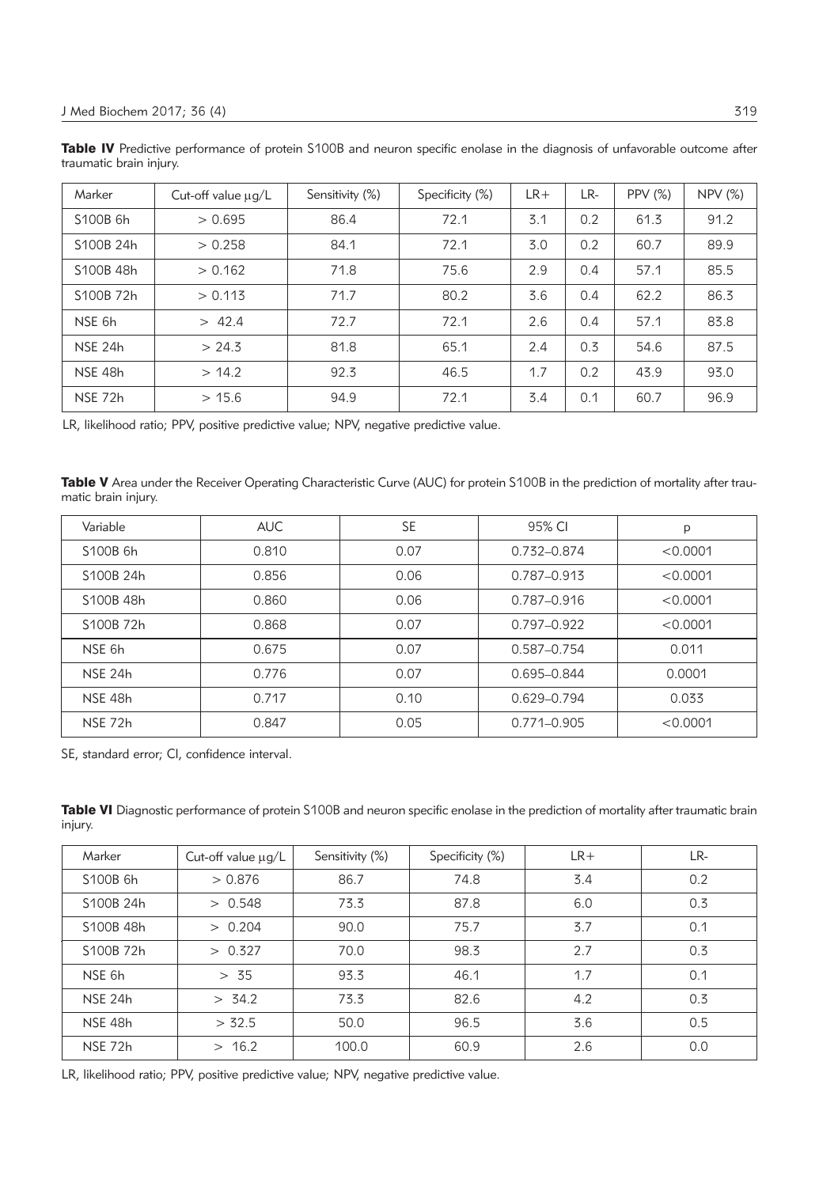**Table IV** Predictive performance of protein S100B and neuron specific enolase in the diagnosis of unfavorable outcome after traumatic brain injury.

| Marker | Cut-off value μg/L | Sensitivity (%) | Specificity (%) | LR+ | LR- | PPV (%) | NPV (%) |
|---|---|---|---|---|---|---|---|
| S100B 6h | > 0.695 | 86.4 | 72.1 | 3.1 | 0.2 | 61.3 | 91.2 |
| S100B 24h | > 0.258 | 84.1 | 72.1 | 3.0 | 0.2 | 60.7 | 89.9 |
| S100B 48h | > 0.162 | 71.8 | 75.6 | 2.9 | 0.4 | 57.1 | 85.5 |
| S100B 72h | > 0.113 | 71.7 | 80.2 | 3.6 | 0.4 | 62.2 | 86.3 |
| NSE 6h | > 42.4 | 72.7 | 72.1 | 2.6 | 0.4 | 57.1 | 83.8 |
| NSE 24h | > 24.3 | 81.8 | 65.1 | 2.4 | 0.3 | 54.6 | 87.5 |
| NSE 48h | > 14.2 | 92.3 | 46.5 | 1.7 | 0.2 | 43.9 | 93.0 |
| NSE 72h | > 15.6 | 94.9 | 72.1 | 3.4 | 0.1 | 60.7 | 96.9 |

LR, likelihood ratio; PPV, positive predictive value; NPV, negative predictive value.

**Table V** Area under the Receiver Operating Characteristic Curve (AUC) for protein S100B in the prediction of mortality after traumatic brain injury.

| Variable | AUC | SE | 95% CI | p |
|---|---|---|---|---|
| S100B 6h | 0.810 | 0.07 | 0.732–0.874 | <0.0001 |
| S100B 24h | 0.856 | 0.06 | 0.787–0.913 | <0.0001 |
| S100B 48h | 0.860 | 0.06 | 0.787–0.916 | <0.0001 |
| S100B 72h | 0.868 | 0.07 | 0.797–0.922 | <0.0001 |
| NSE 6h | 0.675 | 0.07 | 0.587–0.754 | 0.011 |
| NSE 24h | 0.776 | 0.07 | 0.695–0.844 | 0.0001 |
| NSE 48h | 0.717 | 0.10 | 0.629–0.794 | 0.033 |
| NSE 72h | 0.847 | 0.05 | 0.771–0.905 | <0.0001 |

SE, standard error; CI, confidence interval.

**Table VI** Diagnostic performance of protein S100B and neuron specific enolase in the prediction of mortality after traumatic brain injury.

| Marker | Cut-off value μg/L | Sensitivity (%) | Specificity (%) | LR+ | LR- |
|---|---|---|---|---|---|
| S100B 6h | > 0.876 | 86.7 | 74.8 | 3.4 | 0.2 |
| S100B 24h | > 0.548 | 73.3 | 87.8 | 6.0 | 0.3 |
| S100B 48h | > 0.204 | 90.0 | 75.7 | 3.7 | 0.1 |
| S100B 72h | > 0.327 | 70.0 | 98.3 | 2.7 | 0.3 |
| NSE 6h | > 35 | 93.3 | 46.1 | 1.7 | 0.1 |
| NSE 24h | > 34.2 | 73.3 | 82.6 | 4.2 | 0.3 |
| NSE 48h | > 32.5 | 50.0 | 96.5 | 3.6 | 0.5 |
| NSE 72h | > 16.2 | 100.0 | 60.9 | 2.6 | 0.0 |

LR, likelihood ratio; PPV, positive predictive value; NPV, negative predictive value.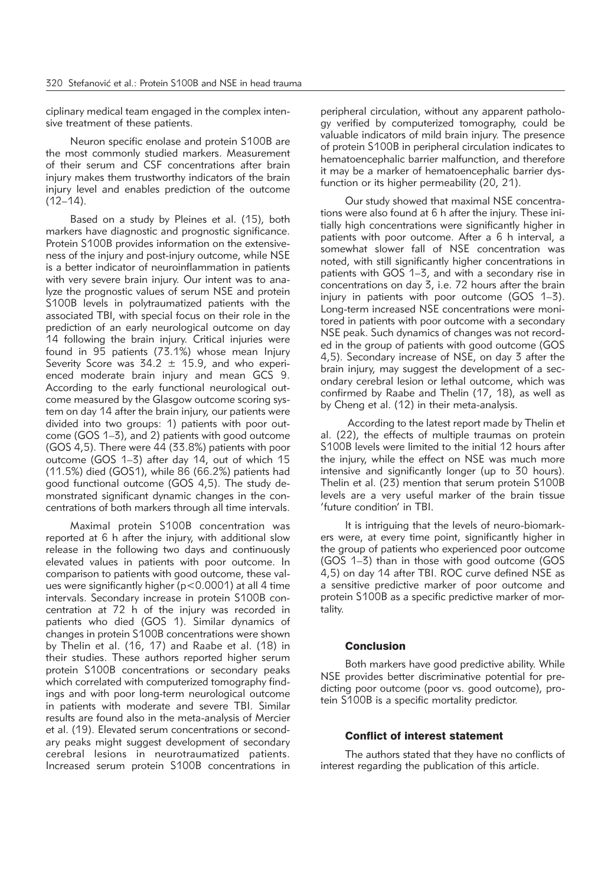ciplinary medical team engaged in the complex intensive treatment of these patients.

Neuron specific enolase and protein S100B are the most commonly studied markers. Measurement of their serum and CSF concentrations after brain injury makes them trustworthy indicators of the brain injury level and enables prediction of the outcome (12–14).

Based on a study by Pleines et al. (15), both markers have diagnostic and prognostic significance. Protein S100B provides information on the extensiveness of the injury and post-injury outcome, while NSE is a better indicator of neuroinflammation in patients with very severe brain injury. Our intent was to analyze the prognostic values of serum NSE and protein S100B levels in polytraumatized patients with the associated TBI, with special focus on their role in the prediction of an early neurological outcome on day 14 following the brain injury. Critical injuries were found in 95 patients (73.1%) whose mean Injury Severity Score was $34.2 \pm 15.9$, and who experienced moderate brain injury and mean GCS 9. According to the early functional neurological outcome measured by the Glasgow outcome scoring system on day 14 after the brain injury, our patients were divided into two groups: 1) patients with poor outcome (GOS 1–3), and 2) patients with good outcome (GOS 4,5). There were 44 (33.8%) patients with poor outcome (GOS 1–3) after day 14, out of which 15 (11.5%) died (GOS1), while 86 (66.2%) patients had good functional outcome (GOS 4,5). The study demonstrated significant dynamic changes in the concentrations of both markers through all time intervals.

Maximal protein S100B concentration was reported at 6 h after the injury, with additional slow release in the following two days and continuously elevated values in patients with poor outcome. In comparison to patients with good outcome, these values were significantly higher ($p<0.0001$) at all 4 time intervals. Secondary increase in protein S100B concentration at 72 h of the injury was recorded in patients who died (GOS 1). Similar dynamics of changes in protein S100B concentrations were shown by Thelin et al. (16, 17) and Raabe et al. (18) in their studies. These authors reported higher serum protein S100B concentrations or secondary peaks which correlated with computerized tomography findings and with poor long-term neurological outcome in patients with moderate and severe TBI. Similar results are found also in the meta-analysis of Mercier et al. (19). Elevated serum concentrations or secondary peaks might suggest development of secondary cerebral lesions in neurotraumatized patients. Increased serum protein S100B concentrations in peripheral circulation, without any apparent pathology verified by computerized tomography, could be valuable indicators of mild brain injury. The presence of protein S100B in peripheral circulation indicates to hematoencephalic barrier malfunction, and therefore it may be a marker of hematoencephalic barrier dysfunction or its higher permeability (20, 21).

Our study showed that maximal NSE concentrations were also found at 6 h after the injury. These initially high concentrations were significantly higher in patients with poor outcome. After a 6 h interval, a somewhat slower fall of NSE concentration was noted, with still significantly higher concentrations in patients with GOS 1–3, and with a secondary rise in concentrations on day 3, i.e. 72 hours after the brain injury in patients with poor outcome (GOS 1–3). Long-term increased NSE concentrations were monitored in patients with poor outcome with a secondary NSE peak. Such dynamics of changes was not recorded in the group of patients with good outcome (GOS 4,5). Secondary increase of NSE, on day 3 after the brain injury, may suggest the development of a secondary cerebral lesion or lethal outcome, which was confirmed by Raabe and Thelin (17, 18), as well as by Cheng et al. (12) in their meta-analysis.

According to the latest report made by Thelin et al. (22), the effects of multiple traumas on protein S100B levels were limited to the initial 12 hours after the injury, while the effect on NSE was much more intensive and significantly longer (up to 30 hours). Thelin et al. (23) mention that serum protein S100B levels are a very useful marker of the brain tissue 'future condition' in TBI.

It is intriguing that the levels of neuro-biomarkers were, at every time point, significantly higher in the group of patients who experienced poor outcome (GOS 1–3) than in those with good outcome (GOS 4,5) on day 14 after TBI. ROC curve defined NSE as a sensitive predictive marker of poor outcome and protein S100B as a specific predictive marker of mortality.

## Conclusion

Both markers have good predictive ability. While NSE provides better discriminative potential for predicting poor outcome (poor vs. good outcome), protein S100B is a specific mortality predictor.

## Conflict of interest statement

The authors stated that they have no conflicts of interest regarding the publication of this article.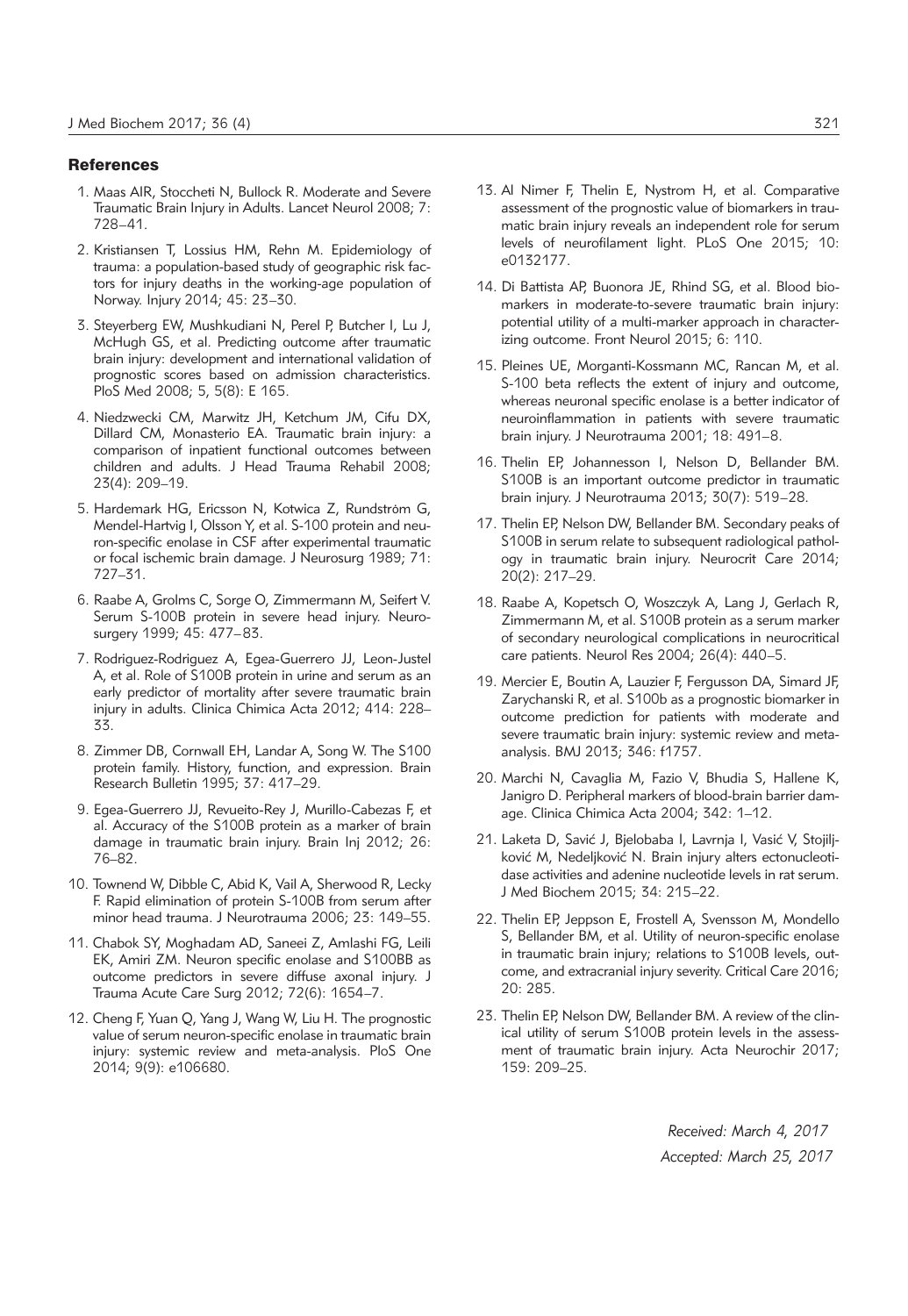## References

1. Maas AIR, Stoccheti N, Bullock R. Moderate and Severe Traumatic Brain Injury in Adults. Lancet Neurol 2008; 7: 728–41.
2. Kristiansen T, Lossius HM, Rehn M. Epidemiology of trauma: a population-based study of geographic risk factors for injury deaths in the working-age population of Norway. Injury 2014; 45: 23–30.
3. Steyerberg EW, Mushkudiani N, Perel P, Butcher I, Lu J, McHugh GS, et al. Predicting outcome after traumatic brain injury: development and international validation of prognostic scores based on admission characteristics. PloS Med 2008; 5, 5(8): E 165.
4. Niedzwecki CM, Marwitz JH, Ketchum JM, Cifu DX, Dillard CM, Monasterio EA. Traumatic brain injury: a comparison of inpatient functional outcomes between children and adults. J Head Trauma Rehabil 2008; 23(4): 209–19.
5. Hardemark HG, Ericsson N, Kotwica Z, Rundström G, Mendel-Hartvig I, Olsson Y, et al. S-100 protein and neuron-specific enolase in CSF after experimental traumatic or focal ischemic brain damage. J Neurosurg 1989; 71: 727–31.
6. Raabe A, Grolms C, Sorge O, Zimmermann M, Seifert V. Serum S-100B protein in severe head injury. Neurosurgery 1999; 45: 477–83.
7. Rodriguez-Rodriguez A, Egea-Guerrero JJ, Leon-Justel A, et al. Role of S100B protein in urine and serum as an early predictor of mortality after severe traumatic brain injury in adults. Clinica Chimica Acta 2012; 414: 228–33.
8. Zimmer DB, Cornwall EH, Landar A, Song W. The S100 protein family. History, function, and expression. Brain Research Bulletin 1995; 37: 417–29.
9. Egea-Guerrero JJ, Revueito-Rey J, Murillo-Cabezas F, et al. Accuracy of the S100B protein as a marker of brain damage in traumatic brain injury. Brain Inj 2012; 26: 76–82.
10. Townend W, Dibble C, Abid K, Vail A, Sherwood R, Lecky F. Rapid elimination of protein S-100B from serum after minor head trauma. J Neurotrauma 2006; 23: 149–55.
11. Chabok SY, Moghadam AD, Saneei Z, Amlashi FG, Leili EK, Amiri ZM. Neuron specific enolase and S100BB as outcome predictors in severe diffuse axonal injury. J Trauma Acute Care Surg 2012; 72(6): 1654–7.
12. Cheng F, Yuan Q, Yang J, Wang W, Liu H. The prognostic value of serum neuron-specific enolase in traumatic brain injury: systemic review and meta-analysis. PloS One 2014; 9(9): e106680.
13. Al Nimer F, Thelin E, Nystrom H, et al. Comparative assessment of the prognostic value of biomarkers in traumatic brain injury reveals an independent role for serum levels of neurofilament light. PLoS One 2015; 10: e0132177.
14. Di Battista AP, Buonora JE, Rhind SG, et al. Blood biomarkers in moderate-to-severe traumatic brain injury: potential utility of a multi-marker approach in characterizing outcome. Front Neurol 2015; 6: 110.
15. Pleines UE, Morganti-Kossmann MC, Rancan M, et al. S-100 beta reflects the extent of injury and outcome, whereas neuronal specific enolase is a better indicator of neuroinflammation in patients with severe traumatic brain injury. J Neurotrauma 2001; 18: 491–8.
16. Thelin EP, Johannesson I, Nelson D, Bellander BM. S100B is an important outcome predictor in traumatic brain injury. J Neurotrauma 2013; 30(7): 519–28.
17. Thelin EP, Nelson DW, Bellander BM. Secondary peaks of S100B in serum relate to subsequent radiological pathology in traumatic brain injury. Neurocrit Care 2014; 20(2): 217–29.
18. Raabe A, Kopetsch O, Woszczyk A, Lang J, Gerlach R, Zimmermann M, et al. S100B protein as a serum marker of secondary neurological complications in neurocritical care patients. Neurol Res 2004; 26(4): 440–5.
19. Mercier E, Boutin A, Lauzier F, Fergusson DA, Simard JF, Zarychanski R, et al. S100b as a prognostic biomarker in outcome prediction for patients with moderate and severe traumatic brain injury: systemic review and meta-analysis. BMJ 2013; 346: f1757.
20. Marchi N, Cavaglia M, Fazio V, Bhudia S, Hallene K, Janigro D. Peripheral markers of blood-brain barrier damage. Clinica Chimica Acta 2004; 342: 1–12.
21. Laketa D, Savić J, Bjelobaba I, Lavrnja I, Vasić V, Stojiljković M, Nedeljković N. Brain injury alters ectonucleotidase activities and adenine nucleotide levels in rat serum. J Med Biochem 2015; 34: 215–22.
22. Thelin EP, Jeppson E, Frostell A, Svensson M, Mondello S, Bellander BM, et al. Utility of neuron-specific enolase in traumatic brain injury; relations to S100B levels, outcome, and extracranial injury severity. Critical Care 2016; 20: 285.
23. Thelin EP, Nelson DW, Bellander BM. A review of the clinical utility of serum S100B protein levels in the assessment of traumatic brain injury. Acta Neurochir 2017; 159: 209–25.

*Received: March 4, 2017*
*Accepted: March 25, 2017*